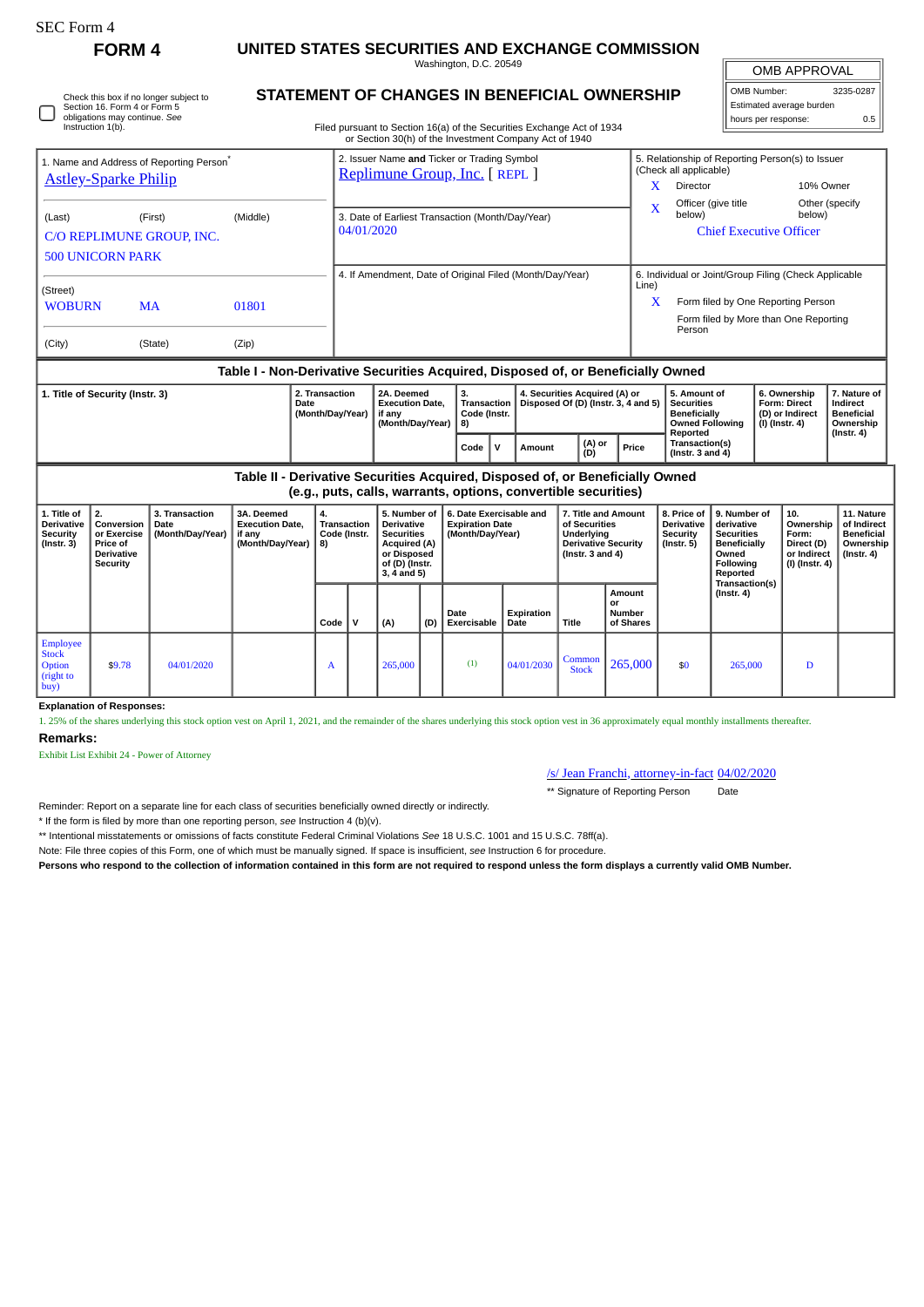SEC Form 4

**FORM 4**

# UNITED STATES SECURITIES AND EXCHANGE COMMISSION

Washington, D.C. 20549

## STATEMENT OF CHANGES IN BENEFICIAL OWNERSHIP

Filed pursuant to Section 16(a) of the Securities Exchange Act of 1934 or Section 30(h) of the Investment Company Act of 1940

| OMB APPROVAL | |
|---|---|
| OMB Number: | 3235-0287 |
| Estimated average burden | |
| hours per response: | 0.5 |

☐ Check this box if no longer subject to Section 16. Form 4 or Form 5 obligations may continue. *See* Instruction 1(b).

| 1. Name and Address of Reporting Person* | 2. Issuer Name **and** Ticker or Trading Symbol | 5. Relationship of Reporting Person(s) to Issuer (Check all applicable) |
|---|---|---|
| Astley-Sparke Philip | Replimune Group, Inc. [ REPL ] | X Director; 10% Owner |
| (Last) (First) (Middle) | 3. Date of Earliest Transaction (Month/Day/Year) | X Officer (give title below); Other (specify below) |
| C/O REPLIMUNE GROUP, INC. 500 UNICORN PARK | 04/01/2020 | Chief Executive Officer |
| (Street) | 4. If Amendment, Date of Original Filed (Month/Day/Year) | 6. Individual or Joint/Group Filing (Check Applicable Line) |
| WOBURN MA 01801 | | X Form filed by One Reporting Person |
| (City) (State) (Zip) | | Form filed by More than One Reporting Person |

### Table I - Non-Derivative Securities Acquired, Disposed of, or Beneficially Owned

| 1. Title of Security (Instr. 3) | 2. Transaction Date (Month/Day/Year) | 2A. Deemed Execution Date, if any (Month/Day/Year) | 3. Transaction Code (Instr. 8) | | 4. Securities Acquired (A) or Disposed Of (D) (Instr. 3, 4 and 5) | | | 5. Amount of Securities Beneficially Owned Following Reported Transaction(s) (Instr. 3 and 4) | 6. Ownership Form: Direct (D) or Indirect (I) (Instr. 4) | 7. Nature of Indirect Beneficial Ownership (Instr. 4) |
|---|---|---|---|---|---|---|---|---|---|---|
| | | | Code | V | Amount | (A) or (D) | Price | | | |

### Table II - Derivative Securities Acquired, Disposed of, or Beneficially Owned (e.g., puts, calls, warrants, options, convertible securities)

| 1. Title of Derivative Security (Instr. 3) | 2. Conversion or Exercise Price of Derivative Security | 3. Transaction Date (Month/Day/Year) | 3A. Deemed Execution Date, if any (Month/Day/Year) | 4. Transaction Code (Instr. 8) | | 5. Number of Derivative Securities Acquired (A) or Disposed of (D) (Instr. 3, 4 and 5) | | 6. Date Exercisable and Expiration Date (Month/Day/Year) | | 7. Title and Amount of Securities Underlying Derivative Security (Instr. 3 and 4) | | 8. Price of Derivative Security (Instr. 5) | 9. Number of derivative Securities Beneficially Owned Following Reported Transaction(s) (Instr. 4) | 10. Ownership Form: Direct (D) or Indirect (I) (Instr. 4) | 11. Nature of Indirect Beneficial Ownership (Instr. 4) |
|---|---|---|---|---|---|---|---|---|---|---|---|---|---|---|---|
| | | | | Code | V | (A) | (D) | Date Exercisable | Expiration Date | Title | Amount or Number of Shares | | | | |
| Employee Stock Option (right to buy) | $9.78 | 04/01/2020 | | A | | 265,000 | | (1) | 04/01/2030 | Common Stock | 265,000 | $0 | 265,000 | D | |

**Explanation of Responses:**

1. 25% of the shares underlying this stock option vest on April 1, 2021, and the remainder of the shares underlying this stock option vest in 36 approximately equal monthly installments thereafter.

**Remarks:**

Exhibit List Exhibit 24 - Power of Attorney

/s/ Jean Franchi, attorney-in-fact 04/02/2020

** Signature of Reporting Person Date

Reminder: Report on a separate line for each class of securities beneficially owned directly or indirectly.

* If the form is filed by more than one reporting person, *see* Instruction 4 (b)(v).

** Intentional misstatements or omissions of facts constitute Federal Criminal Violations *See* 18 U.S.C. 1001 and 15 U.S.C. 78ff(a).

Note: File three copies of this Form, one of which must be manually signed. If space is insufficient, *see* Instruction 6 for procedure.

**Persons who respond to the collection of information contained in this form are not required to respond unless the form displays a currently valid OMB Number.**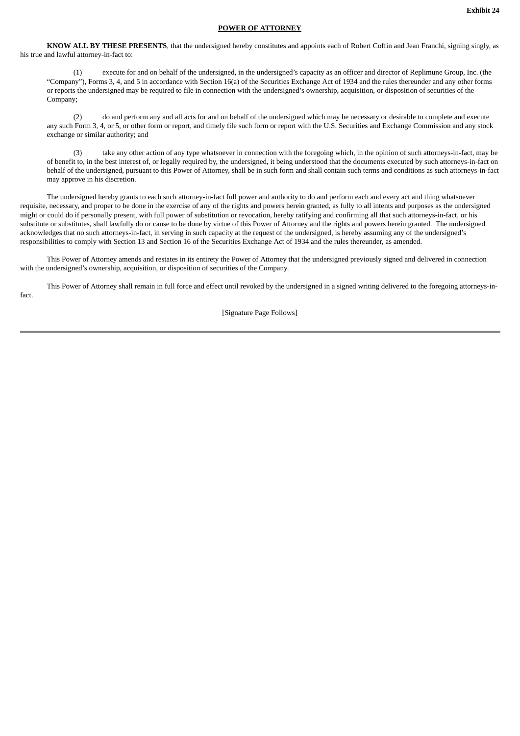**Exhibit 24**

**POWER OF ATTORNEY**

**KNOW ALL BY THESE PRESENTS**, that the undersigned hereby constitutes and appoints each of Robert Coffin and Jean Franchi, signing singly, as his true and lawful attorney-in-fact to:

(1) execute for and on behalf of the undersigned, in the undersigned's capacity as an officer and director of Replimune Group, Inc. (the "Company"), Forms 3, 4, and 5 in accordance with Section 16(a) of the Securities Exchange Act of 1934 and the rules thereunder and any other forms or reports the undersigned may be required to file in connection with the undersigned's ownership, acquisition, or disposition of securities of the Company;

(2) do and perform any and all acts for and on behalf of the undersigned which may be necessary or desirable to complete and execute any such Form 3, 4, or 5, or other form or report, and timely file such form or report with the U.S. Securities and Exchange Commission and any stock exchange or similar authority; and

(3) take any other action of any type whatsoever in connection with the foregoing which, in the opinion of such attorneys-in-fact, may be of benefit to, in the best interest of, or legally required by, the undersigned, it being understood that the documents executed by such attorneys-in-fact on behalf of the undersigned, pursuant to this Power of Attorney, shall be in such form and shall contain such terms and conditions as such attorneys-in-fact may approve in his discretion.

The undersigned hereby grants to each such attorney-in-fact full power and authority to do and perform each and every act and thing whatsoever requisite, necessary, and proper to be done in the exercise of any of the rights and powers herein granted, as fully to all intents and purposes as the undersigned might or could do if personally present, with full power of substitution or revocation, hereby ratifying and confirming all that such attorneys-in-fact, or his substitute or substitutes, shall lawfully do or cause to be done by virtue of this Power of Attorney and the rights and powers herein granted. The undersigned acknowledges that no such attorneys-in-fact, in serving in such capacity at the request of the undersigned, is hereby assuming any of the undersigned's responsibilities to comply with Section 13 and Section 16 of the Securities Exchange Act of 1934 and the rules thereunder, as amended.

This Power of Attorney amends and restates in its entirety the Power of Attorney that the undersigned previously signed and delivered in connection with the undersigned's ownership, acquisition, or disposition of securities of the Company.

This Power of Attorney shall remain in full force and effect until revoked by the undersigned in a signed writing delivered to the foregoing attorneys-in-fact.

[Signature Page Follows]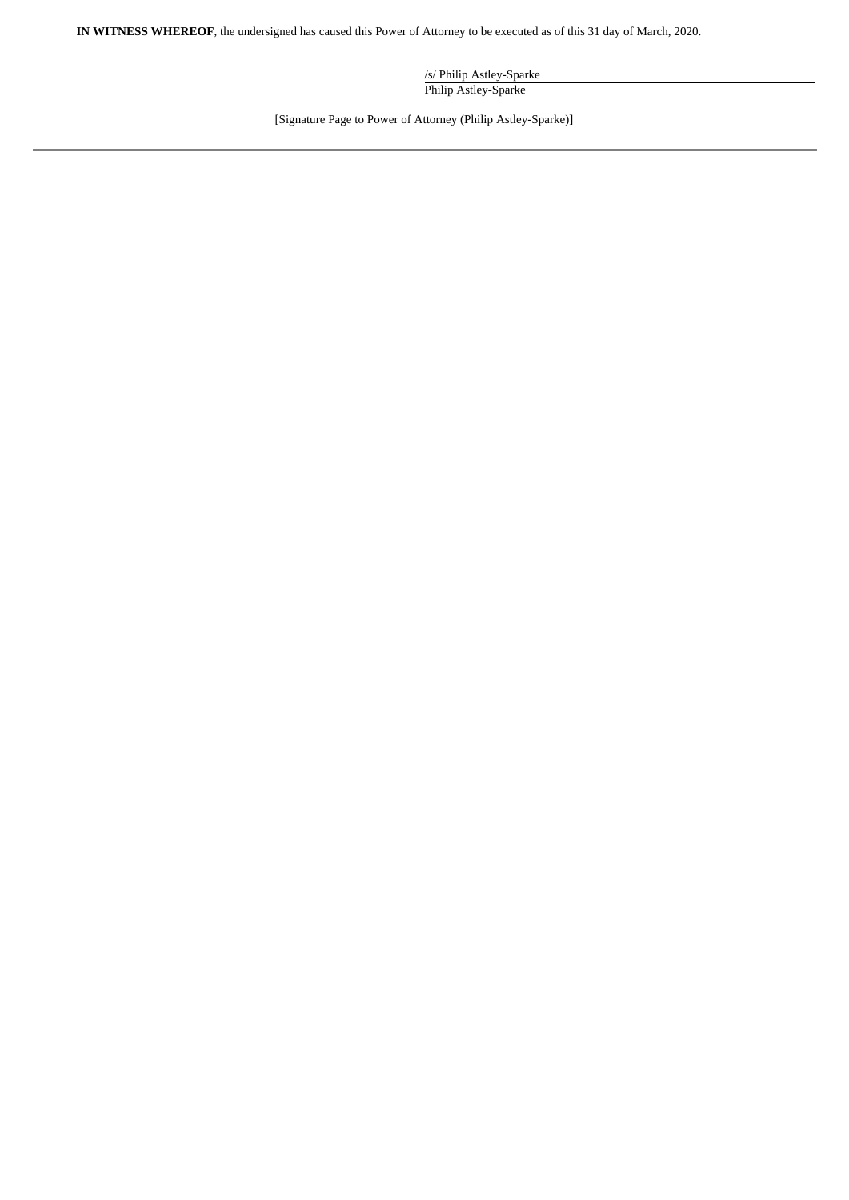**IN WITNESS WHEREOF**, the undersigned has caused this Power of Attorney to be executed as of this 31 day of March, 2020.

/s/ Philip Astley-Sparke
Philip Astley-Sparke

[Signature Page to Power of Attorney (Philip Astley-Sparke)]